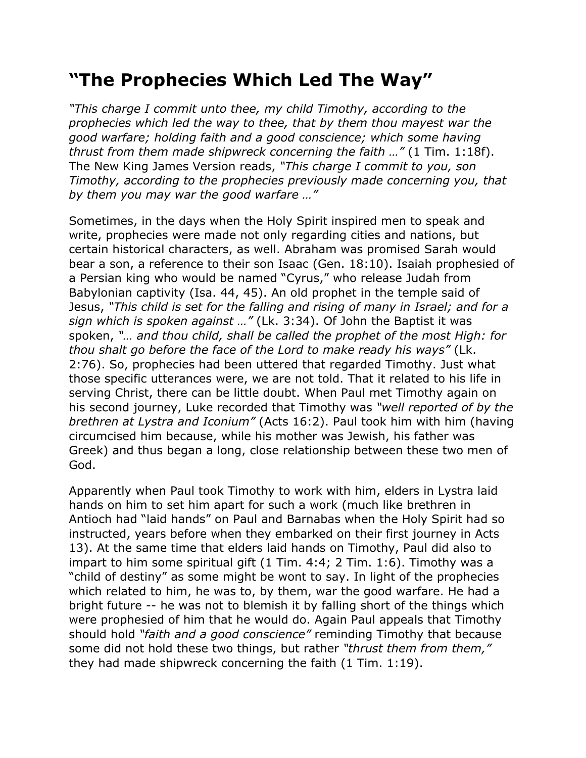# "The Prophecies Which Led The Way"

*"This charge I commit unto thee, my child Timothy, according to the prophecies which led the way to thee, that by them thou mayest war the good warfare; holding faith and a good conscience; which some having thrust from them made shipwreck concerning the faith …"* (1 Tim. 1:18f). The New King James Version reads, *"This charge I commit to you, son Timothy, according to the prophecies previously made concerning you, that by them you may war the good warfare …"*

Sometimes, in the days when the Holy Spirit inspired men to speak and write, prophecies were made not only regarding cities and nations, but certain historical characters, as well. Abraham was promised Sarah would bear a son, a reference to their son Isaac (Gen. 18:10). Isaiah prophesied of a Persian king who would be named "Cyrus," who release Judah from Babylonian captivity (Isa. 44, 45). An old prophet in the temple said of Jesus, *"This child is set for the falling and rising of many in Israel; and for a sign which is spoken against …"* (Lk. 3:34). Of John the Baptist it was spoken, *"… and thou child, shall be called the prophet of the most High: for thou shalt go before the face of the Lord to make ready his ways"* (Lk. 2:76). So, prophecies had been uttered that regarded Timothy. Just what those specific utterances were, we are not told. That it related to his life in serving Christ, there can be little doubt. When Paul met Timothy again on his second journey, Luke recorded that Timothy was *"well reported of by the brethren at Lystra and Iconium"* (Acts 16:2). Paul took him with him (having circumcised him because, while his mother was Jewish, his father was Greek) and thus began a long, close relationship between these two men of God.

Apparently when Paul took Timothy to work with him, elders in Lystra laid hands on him to set him apart for such a work (much like brethren in Antioch had "laid hands" on Paul and Barnabas when the Holy Spirit had so instructed, years before when they embarked on their first journey in Acts 13). At the same time that elders laid hands on Timothy, Paul did also to impart to him some spiritual gift (1 Tim. 4:4; 2 Tim. 1:6). Timothy was a "child of destiny" as some might be wont to say. In light of the prophecies which related to him, he was to, by them, war the good warfare. He had a bright future -- he was not to blemish it by falling short of the things which were prophesied of him that he would do. Again Paul appeals that Timothy should hold *"faith and a good conscience"* reminding Timothy that because some did not hold these two things, but rather *"thrust them from them,"* they had made shipwreck concerning the faith (1 Tim. 1:19).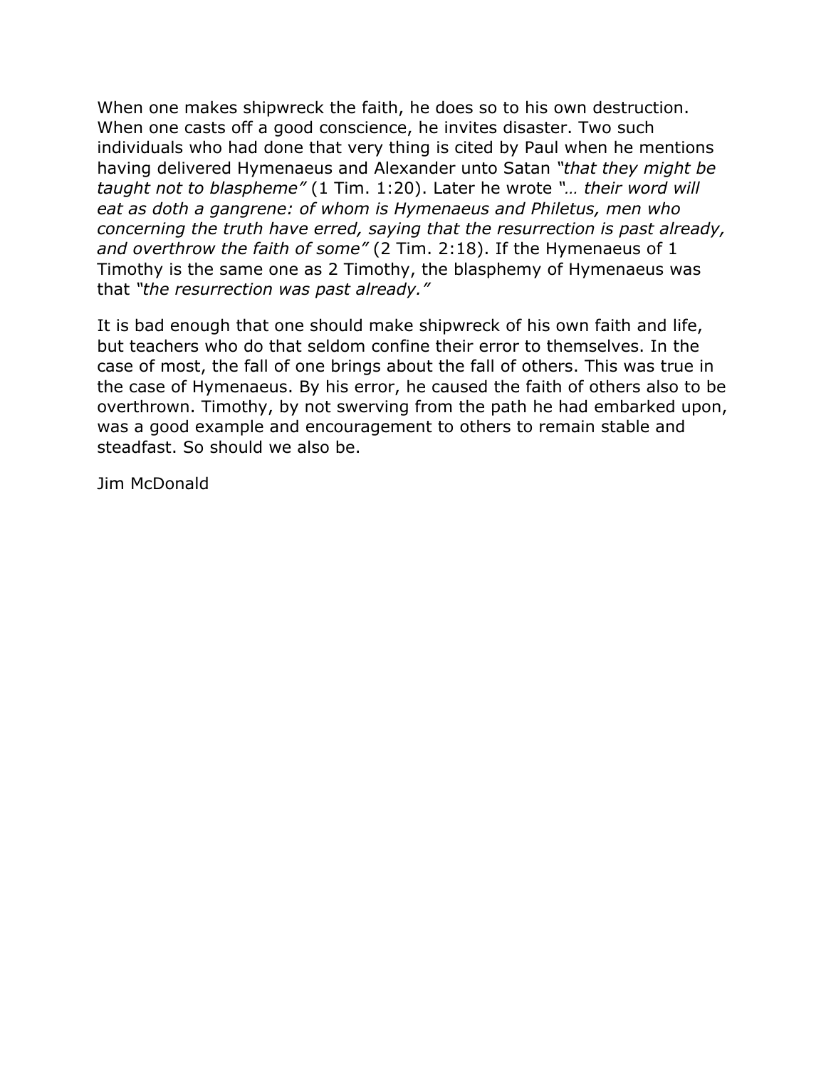When one makes shipwreck the faith, he does so to his own destruction. When one casts off a good conscience, he invites disaster. Two such individuals who had done that very thing is cited by Paul when he mentions having delivered Hymenaeus and Alexander unto Satan *"that they might be taught not to blaspheme"* (1 Tim. 1:20). Later he wrote *"… their word will eat as doth a gangrene: of whom is Hymenaeus and Philetus, men who concerning the truth have erred, saying that the resurrection is past already, and overthrow the faith of some"* (2 Tim. 2:18). If the Hymenaeus of 1 Timothy is the same one as 2 Timothy, the blasphemy of Hymenaeus was that *"the resurrection was past already."*

It is bad enough that one should make shipwreck of his own faith and life, but teachers who do that seldom confine their error to themselves. In the case of most, the fall of one brings about the fall of others. This was true in the case of Hymenaeus. By his error, he caused the faith of others also to be overthrown. Timothy, by not swerving from the path he had embarked upon, was a good example and encouragement to others to remain stable and steadfast. So should we also be.

Jim McDonald